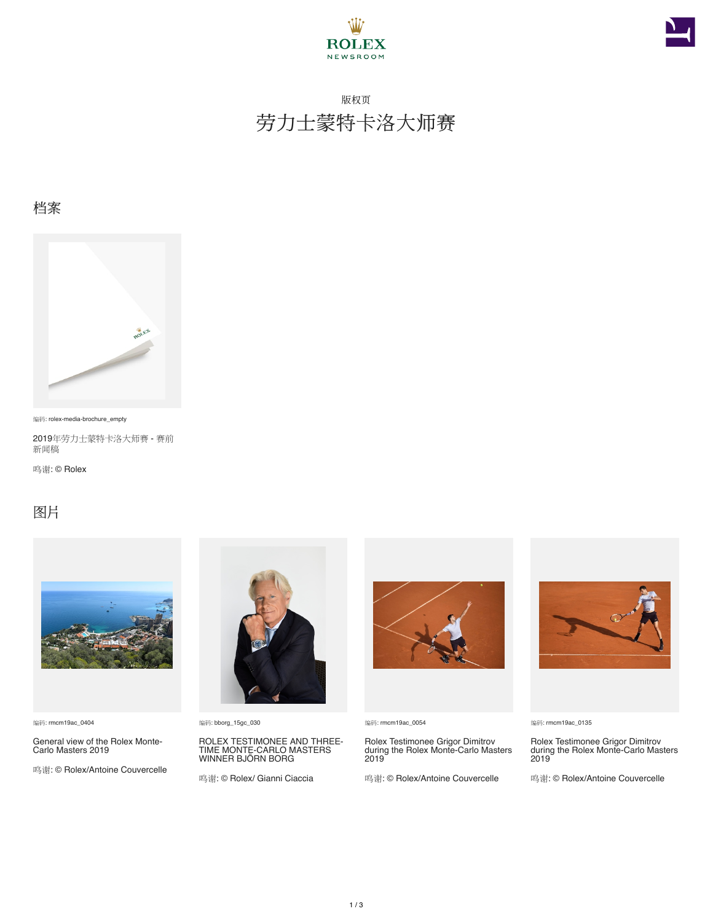ROLEX

NEWSROOM

版权页

# 劳力士蒙特卡洛大师赛

## 档案

编码: rolex-media-brochure_empty

2019年劳力士蒙特卡洛大师赛 - 赛前新闻稿

鸣谢: © Rolex

## 图片

编码: rmcm19ac_0404

General view of the Rolex Monte-Carlo Masters 2019

鸣谢: © Rolex/Antoine Couvercelle

编码: bborg_15gc_030

ROLEX TESTIMONEE AND THREE-TIME MONTE-CARLO MASTERS WINNER BJÖRN BORG

鸣谢: © Rolex/ Gianni Ciaccia

编码: rmcm19ac_0054

Rolex Testimonee Grigor Dimitrov during the Rolex Monte-Carlo Masters 2019

鸣谢: © Rolex/Antoine Couvercelle

编码: rmcm19ac_0135

Rolex Testimonee Grigor Dimitrov during the Rolex Monte-Carlo Masters 2019

鸣谢: © Rolex/Antoine Couvercelle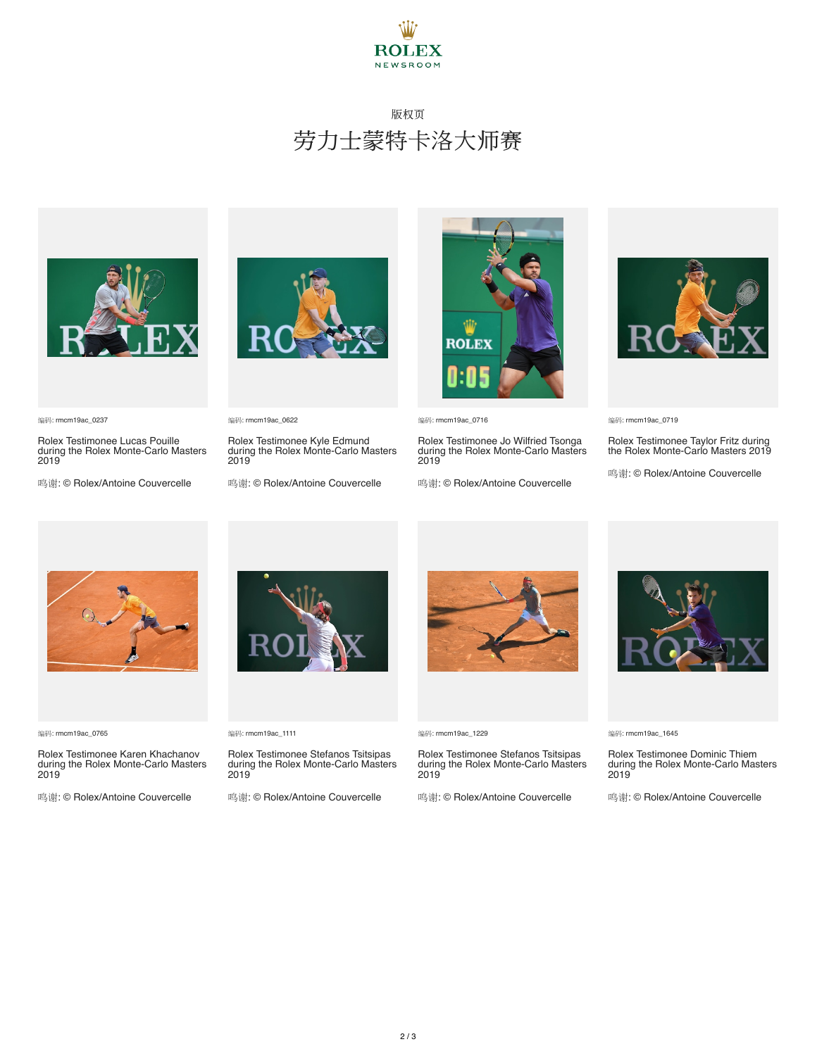ROLEX
NEWSROOM

版权页

# 劳力士蒙特卡洛大师赛

编码: rmcm19ac_0237

Rolex Testimonee Lucas Pouille during the Rolex Monte-Carlo Masters 2019

鸣谢: © Rolex/Antoine Couvercelle

编码: rmcm19ac_0622

Rolex Testimonee Kyle Edmund during the Rolex Monte-Carlo Masters 2019

鸣谢: © Rolex/Antoine Couvercelle

编码: rmcm19ac_0716

Rolex Testimonee Jo Wilfried Tsonga during the Rolex Monte-Carlo Masters 2019

鸣谢: © Rolex/Antoine Couvercelle

编码: rmcm19ac_0719

Rolex Testimonee Taylor Fritz during the Rolex Monte-Carlo Masters 2019

鸣谢: © Rolex/Antoine Couvercelle

编码: rmcm19ac_0765

Rolex Testimonee Karen Khachanov during the Rolex Monte-Carlo Masters 2019

鸣谢: © Rolex/Antoine Couvercelle

编码: rmcm19ac_1111

Rolex Testimonee Stefanos Tsitsipas during the Rolex Monte-Carlo Masters 2019

鸣谢: © Rolex/Antoine Couvercelle

编码: rmcm19ac_1229

Rolex Testimonee Stefanos Tsitsipas during the Rolex Monte-Carlo Masters 2019

鸣谢: © Rolex/Antoine Couvercelle

编码: rmcm19ac_1645

Rolex Testimonee Dominic Thiem during the Rolex Monte-Carlo Masters 2019

鸣谢: © Rolex/Antoine Couvercelle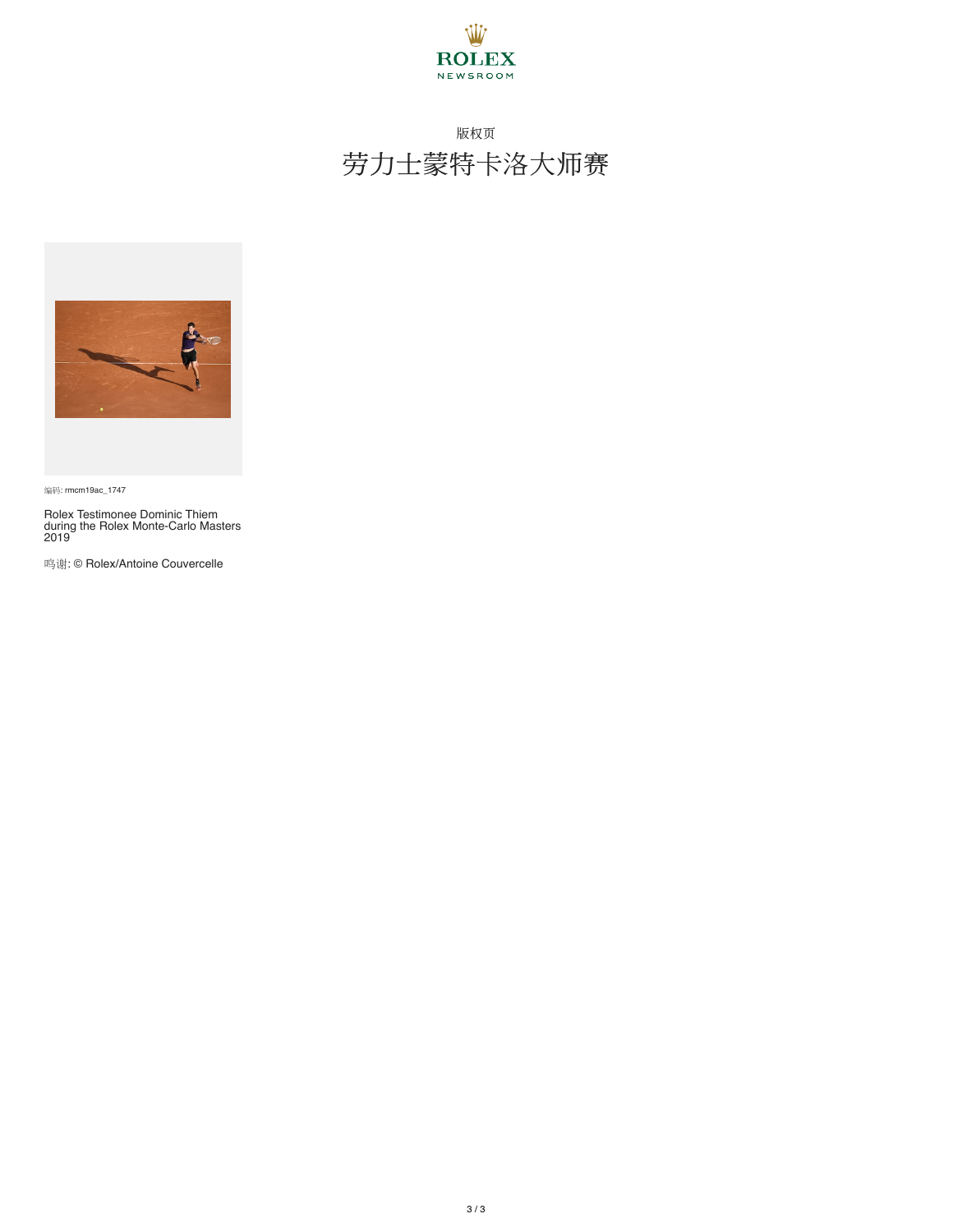ROLEX

NEWSROOM

版权页

# 劳力士蒙特卡洛大师赛

编码: rmcm19ac_1747

Rolex Testimonee Dominic Thiem during the Rolex Monte-Carlo Masters 2019

鸣谢: © Rolex/Antoine Couvercelle